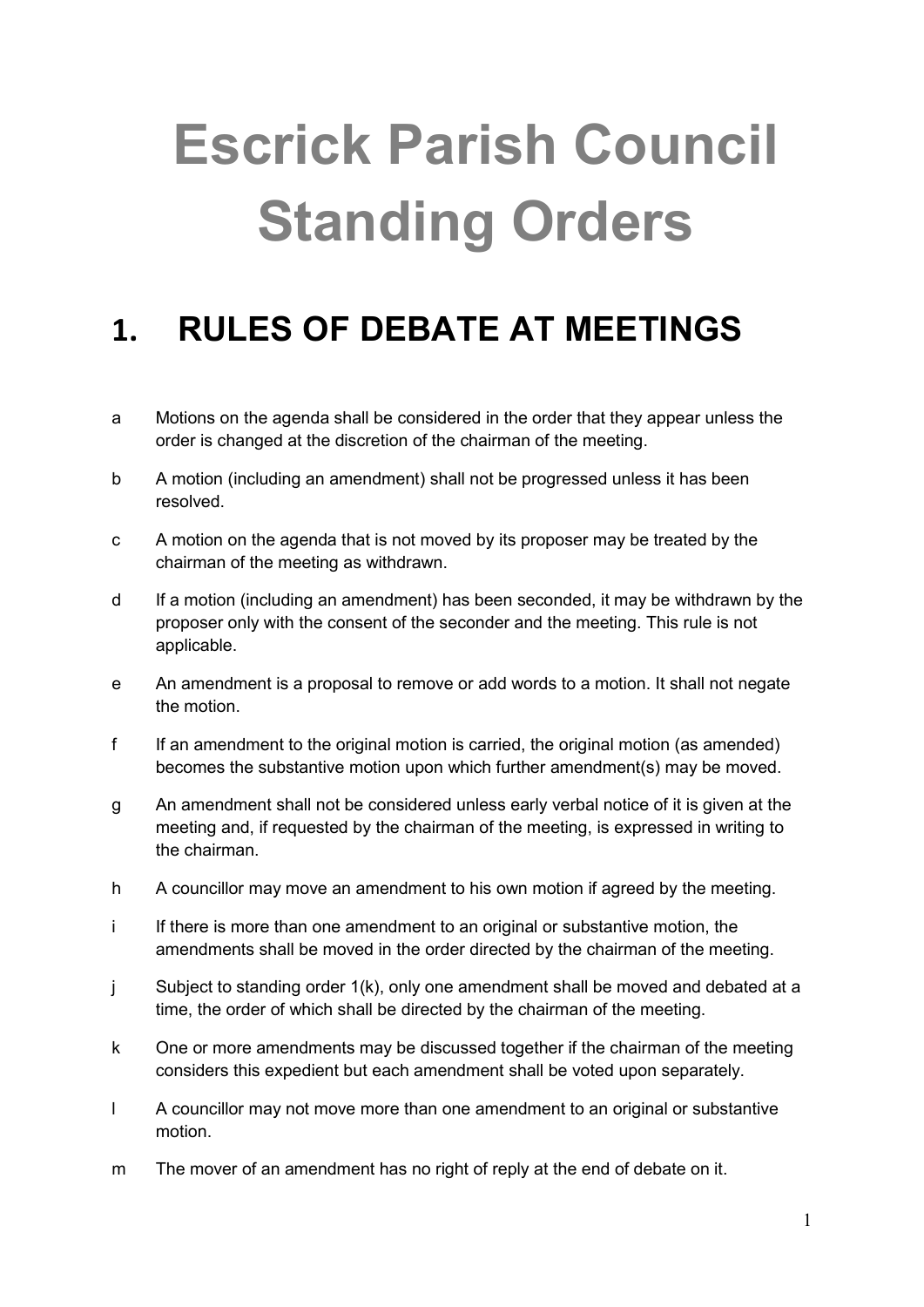# Escrick Parish Council Standing Orders

## 1. RULES OF DEBATE AT MEETINGS

a Motions on the agenda shall be considered in the order that they appear unless the order is changed at the discretion of the chairman of the meeting.

b A motion (including an amendment) shall not be progressed unless it has been resolved.

c A motion on the agenda that is not moved by its proposer may be treated by the chairman of the meeting as withdrawn.

d If a motion (including an amendment) has been seconded, it may be withdrawn by the proposer only with the consent of the seconder and the meeting. This rule is not applicable.

e An amendment is a proposal to remove or add words to a motion. It shall not negate the motion.

f If an amendment to the original motion is carried, the original motion (as amended) becomes the substantive motion upon which further amendment(s) may be moved.

g An amendment shall not be considered unless early verbal notice of it is given at the meeting and, if requested by the chairman of the meeting, is expressed in writing to the chairman.

h A councillor may move an amendment to his own motion if agreed by the meeting.

i If there is more than one amendment to an original or substantive motion, the amendments shall be moved in the order directed by the chairman of the meeting.

j Subject to standing order 1(k), only one amendment shall be moved and debated at a time, the order of which shall be directed by the chairman of the meeting.

k One or more amendments may be discussed together if the chairman of the meeting considers this expedient but each amendment shall be voted upon separately.

l A councillor may not move more than one amendment to an original or substantive motion.

m The mover of an amendment has no right of reply at the end of debate on it.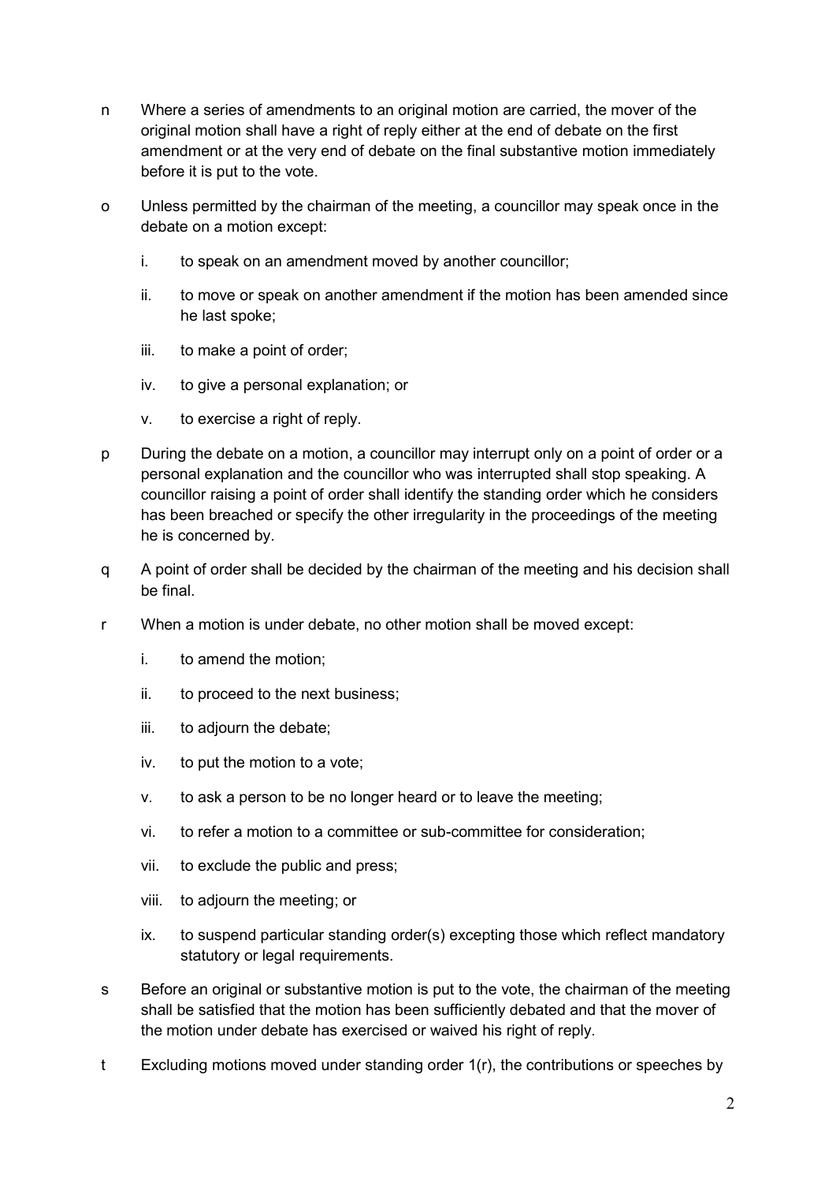n Where a series of amendments to an original motion are carried, the mover of the original motion shall have a right of reply either at the end of debate on the first amendment or at the very end of debate on the final substantive motion immediately before it is put to the vote.

o Unless permitted by the chairman of the meeting, a councillor may speak once in the debate on a motion except:

   i. to speak on an amendment moved by another councillor;

   ii. to move or speak on another amendment if the motion has been amended since he last spoke;

   iii. to make a point of order;

   iv. to give a personal explanation; or

   v. to exercise a right of reply.

p During the debate on a motion, a councillor may interrupt only on a point of order or a personal explanation and the councillor who was interrupted shall stop speaking. A councillor raising a point of order shall identify the standing order which he considers has been breached or specify the other irregularity in the proceedings of the meeting he is concerned by.

q A point of order shall be decided by the chairman of the meeting and his decision shall be final.

r When a motion is under debate, no other motion shall be moved except:

   i. to amend the motion;

   ii. to proceed to the next business;

   iii. to adjourn the debate;

   iv. to put the motion to a vote;

   v. to ask a person to be no longer heard or to leave the meeting;

   vi. to refer a motion to a committee or sub-committee for consideration;

   vii. to exclude the public and press;

   viii. to adjourn the meeting; or

   ix. to suspend particular standing order(s) excepting those which reflect mandatory statutory or legal requirements.

s Before an original or substantive motion is put to the vote, the chairman of the meeting shall be satisfied that the motion has been sufficiently debated and that the mover of the motion under debate has exercised or waived his right of reply.

t Excluding motions moved under standing order 1(r), the contributions or speeches by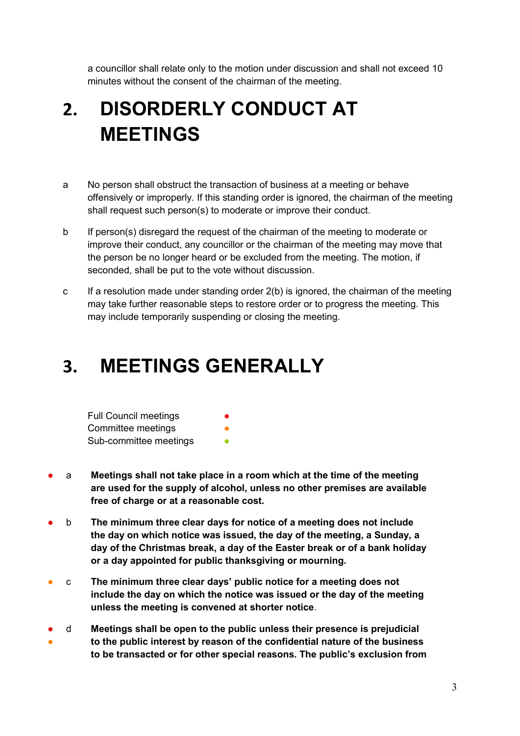a councillor shall relate only to the motion under discussion and shall not exceed 10 minutes without the consent of the chairman of the meeting.

## 2. DISORDERLY CONDUCT AT MEETINGS

a No person shall obstruct the transaction of business at a meeting or behave offensively or improperly. If this standing order is ignored, the chairman of the meeting shall request such person(s) to moderate or improve their conduct.

b If person(s) disregard the request of the chairman of the meeting to moderate or improve their conduct, any councillor or the chairman of the meeting may move that the person be no longer heard or be excluded from the meeting. The motion, if seconded, shall be put to the vote without discussion.

c If a resolution made under standing order 2(b) is ignored, the chairman of the meeting may take further reasonable steps to restore order or to progress the meeting. This may include temporarily suspending or closing the meeting.

## 3. MEETINGS GENERALLY

Full Council meetings ●
Committee meetings ●
Sub-committee meetings ●

● a **Meetings shall not take place in a room which at the time of the meeting are used for the supply of alcohol, unless no other premises are available free of charge or at a reasonable cost.**

● b **The minimum three clear days for notice of a meeting does not include the day on which notice was issued, the day of the meeting, a Sunday, a day of the Christmas break, a day of the Easter break or of a bank holiday or a day appointed for public thanksgiving or mourning.**

● c **The minimum three clear days' public notice for a meeting does not include the day on which the notice was issued or the day of the meeting unless the meeting is convened at shorter notice**.

● ● d **Meetings shall be open to the public unless their presence is prejudicial to the public interest by reason of the confidential nature of the business to be transacted or for other special reasons. The public's exclusion from**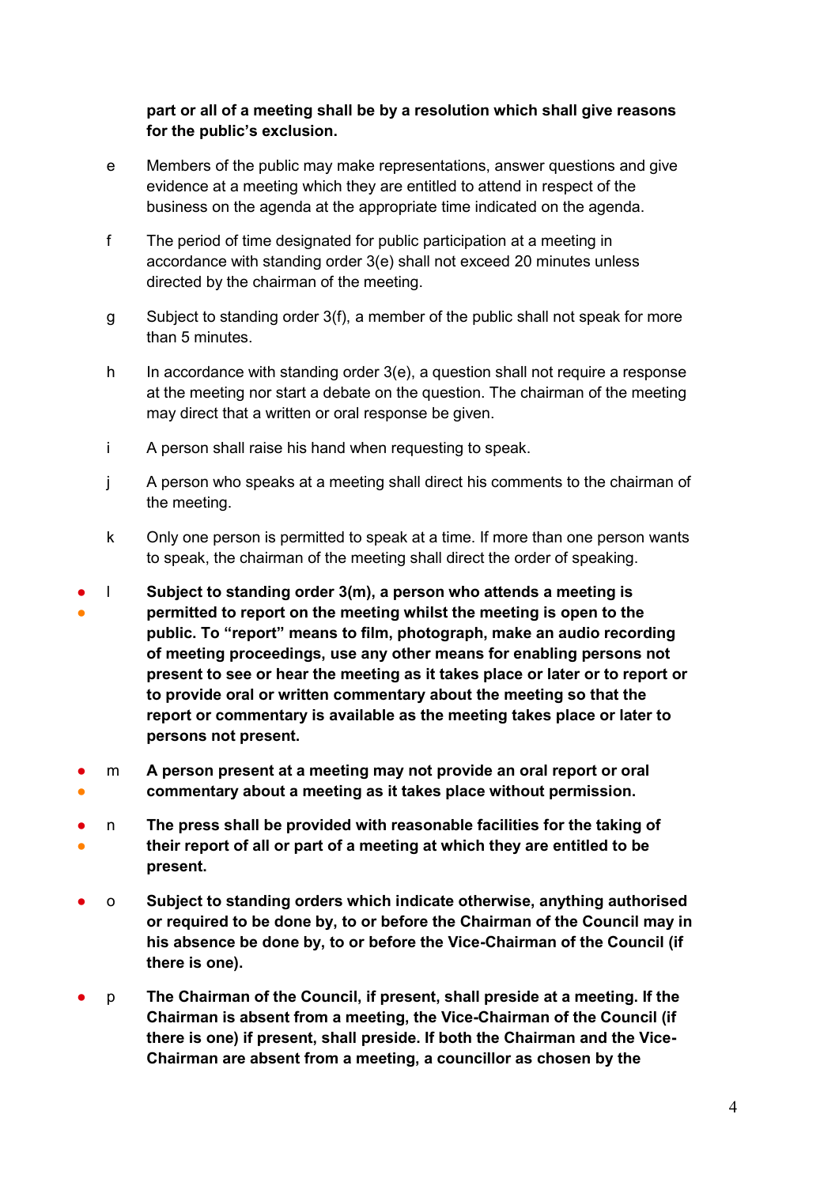**part or all of a meeting shall be by a resolution which shall give reasons for the public's exclusion.**

e Members of the public may make representations, answer questions and give evidence at a meeting which they are entitled to attend in respect of the business on the agenda at the appropriate time indicated on the agenda.

f The period of time designated for public participation at a meeting in accordance with standing order 3(e) shall not exceed 20 minutes unless directed by the chairman of the meeting.

g Subject to standing order 3(f), a member of the public shall not speak for more than 5 minutes.

h In accordance with standing order 3(e), a question shall not require a response at the meeting nor start a debate on the question. The chairman of the meeting may direct that a written or oral response be given.

i A person shall raise his hand when requesting to speak.

j A person who speaks at a meeting shall direct his comments to the chairman of the meeting.

k Only one person is permitted to speak at a time. If more than one person wants to speak, the chairman of the meeting shall direct the order of speaking.

● ● l **Subject to standing order 3(m), a person who attends a meeting is permitted to report on the meeting whilst the meeting is open to the public. To "report" means to film, photograph, make an audio recording of meeting proceedings, use any other means for enabling persons not present to see or hear the meeting as it takes place or later or to report or to provide oral or written commentary about the meeting so that the report or commentary is available as the meeting takes place or later to persons not present.**

● ● m **A person present at a meeting may not provide an oral report or oral commentary about a meeting as it takes place without permission.**

● ● n **The press shall be provided with reasonable facilities for the taking of their report of all or part of a meeting at which they are entitled to be present.**

● o **Subject to standing orders which indicate otherwise, anything authorised or required to be done by, to or before the Chairman of the Council may in his absence be done by, to or before the Vice-Chairman of the Council (if there is one).**

● p **The Chairman of the Council, if present, shall preside at a meeting. If the Chairman is absent from a meeting, the Vice-Chairman of the Council (if there is one) if present, shall preside. If both the Chairman and the Vice-Chairman are absent from a meeting, a councillor as chosen by the**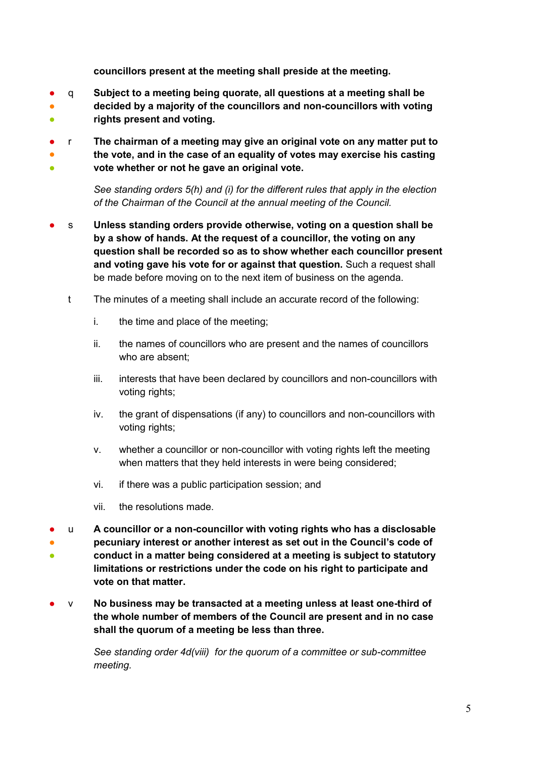**councillors present at the meeting shall preside at the meeting.**

- q **Subject to a meeting being quorate, all questions at a meeting shall be decided by a majority of the councillors and non-councillors with voting rights present and voting.**

- r **The chairman of a meeting may give an original vote on any matter put to the vote, and in the case of an equality of votes may exercise his casting vote whether or not he gave an original vote.**

  *See standing orders 5(h) and (i) for the different rules that apply in the election of the Chairman of the Council at the annual meeting of the Council.*

- s **Unless standing orders provide otherwise, voting on a question shall be by a show of hands. At the request of a councillor, the voting on any question shall be recorded so as to show whether each councillor present and voting gave his vote for or against that question.** Such a request shall be made before moving on to the next item of business on the agenda.

- t The minutes of a meeting shall include an accurate record of the following:

  i. the time and place of the meeting;

  ii. the names of councillors who are present and the names of councillors who are absent;

  iii. interests that have been declared by councillors and non-councillors with voting rights;

  iv. the grant of dispensations (if any) to councillors and non-councillors with voting rights;

  v. whether a councillor or non-councillor with voting rights left the meeting when matters that they held interests in were being considered;

  vi. if there was a public participation session; and

  vii. the resolutions made.

- u **A councillor or a non-councillor with voting rights who has a disclosable pecuniary interest or another interest as set out in the Council's code of conduct in a matter being considered at a meeting is subject to statutory limitations or restrictions under the code on his right to participate and vote on that matter.**

- v **No business may be transacted at a meeting unless at least one-third of the whole number of members of the Council are present and in no case shall the quorum of a meeting be less than three.**

  *See standing order 4d(viii) for the quorum of a committee or sub-committee meeting.*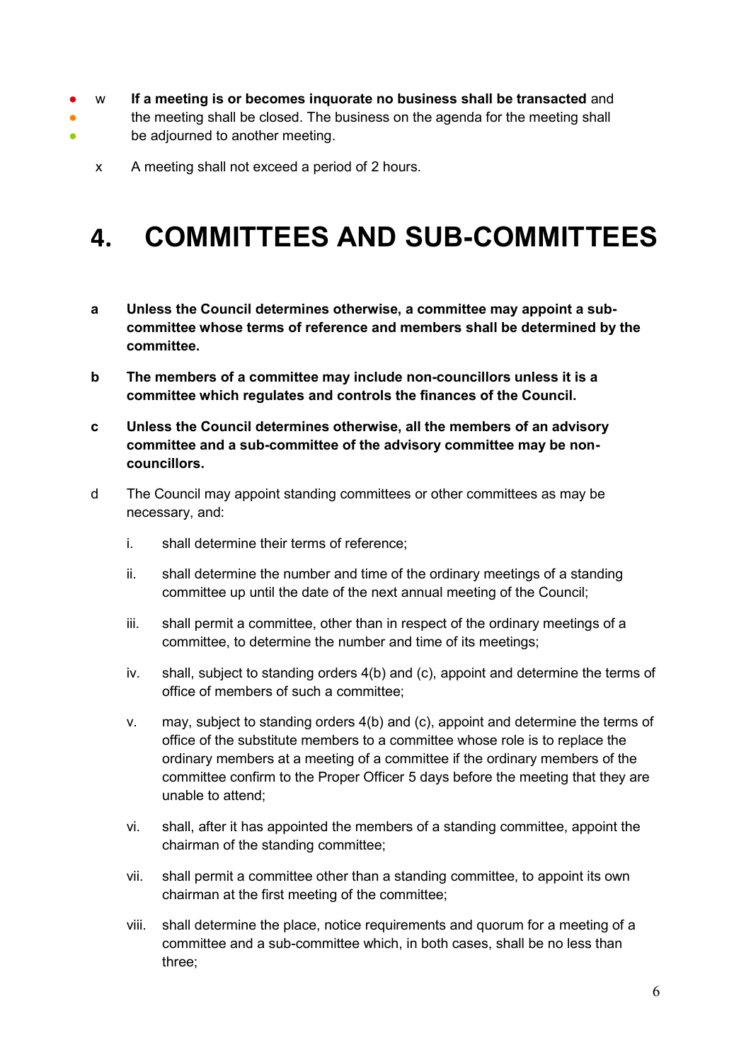w **If a meeting is or becomes inquorate no business shall be transacted** and the meeting shall be closed. The business on the agenda for the meeting shall be adjourned to another meeting.

x A meeting shall not exceed a period of 2 hours.

# 4. COMMITTEES AND SUB-COMMITTEES

a **Unless the Council determines otherwise, a committee may appoint a sub-committee whose terms of reference and members shall be determined by the committee.**

b **The members of a committee may include non-councillors unless it is a committee which regulates and controls the finances of the Council.**

c **Unless the Council determines otherwise, all the members of an advisory committee and a sub-committee of the advisory committee may be non-councillors.**

d The Council may appoint standing committees or other committees as may be necessary, and:

i. shall determine their terms of reference;

ii. shall determine the number and time of the ordinary meetings of a standing committee up until the date of the next annual meeting of the Council;

iii. shall permit a committee, other than in respect of the ordinary meetings of a committee, to determine the number and time of its meetings;

iv. shall, subject to standing orders 4(b) and (c), appoint and determine the terms of office of members of such a committee;

v. may, subject to standing orders 4(b) and (c), appoint and determine the terms of office of the substitute members to a committee whose role is to replace the ordinary members at a meeting of a committee if the ordinary members of the committee confirm to the Proper Officer 5 days before the meeting that they are unable to attend;

vi. shall, after it has appointed the members of a standing committee, appoint the chairman of the standing committee;

vii. shall permit a committee other than a standing committee, to appoint its own chairman at the first meeting of the committee;

viii. shall determine the place, notice requirements and quorum for a meeting of a committee and a sub-committee which, in both cases, shall be no less than three;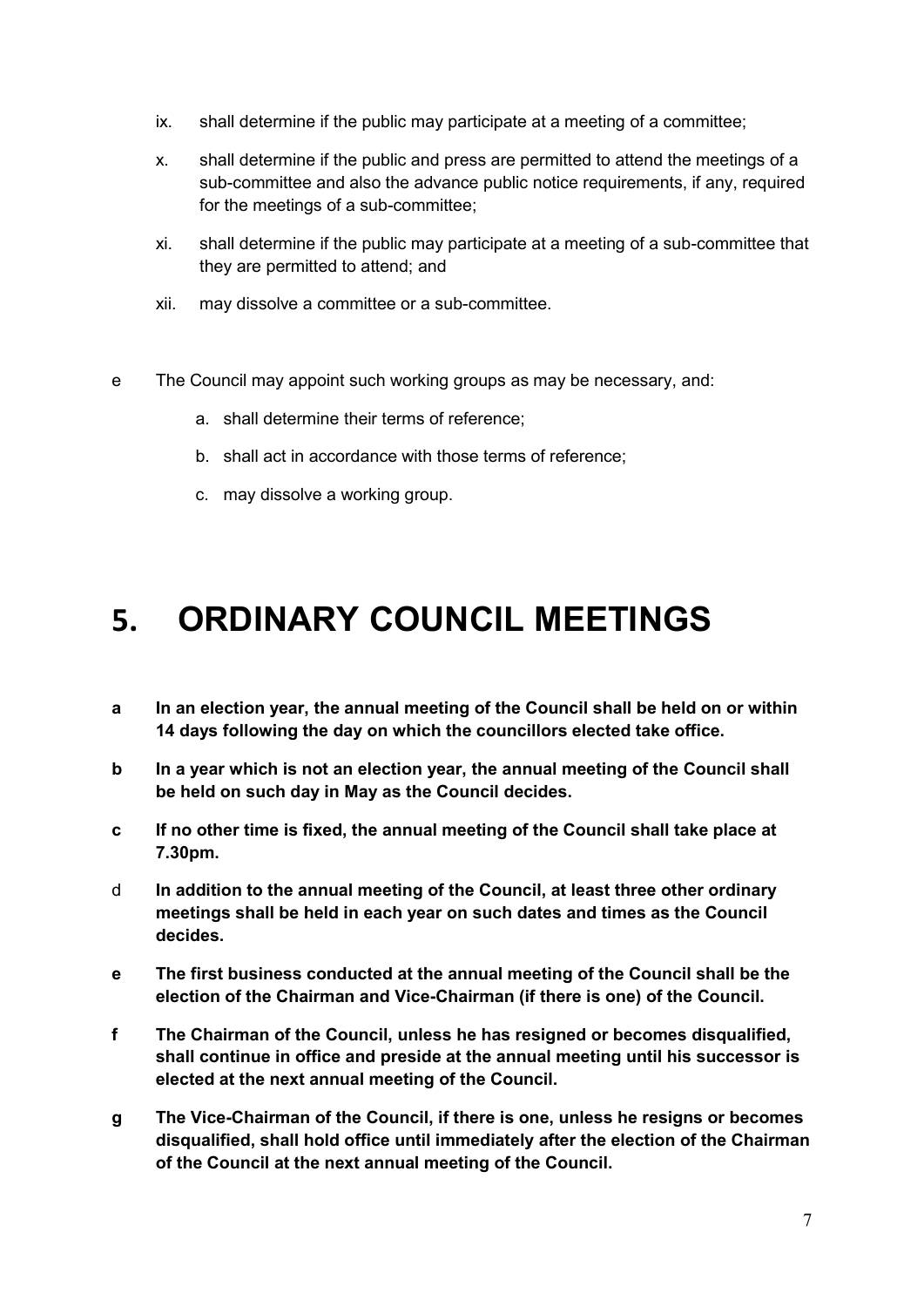ix. shall determine if the public may participate at a meeting of a committee;

x. shall determine if the public and press are permitted to attend the meetings of a sub-committee and also the advance public notice requirements, if any, required for the meetings of a sub-committee;

xi. shall determine if the public may participate at a meeting of a sub-committee that they are permitted to attend; and

xii. may dissolve a committee or a sub-committee.

e The Council may appoint such working groups as may be necessary, and:

a. shall determine their terms of reference;

b. shall act in accordance with those terms of reference;

c. may dissolve a working group.

# 5. ORDINARY COUNCIL MEETINGS

**a In an election year, the annual meeting of the Council shall be held on or within 14 days following the day on which the councillors elected take office.**

**b In a year which is not an election year, the annual meeting of the Council shall be held on such day in May as the Council decides.**

**c If no other time is fixed, the annual meeting of the Council shall take place at 7.30pm.**

d **In addition to the annual meeting of the Council, at least three other ordinary meetings shall be held in each year on such dates and times as the Council decides.**

**e The first business conducted at the annual meeting of the Council shall be the election of the Chairman and Vice-Chairman (if there is one) of the Council.**

**f The Chairman of the Council, unless he has resigned or becomes disqualified, shall continue in office and preside at the annual meeting until his successor is elected at the next annual meeting of the Council.**

**g The Vice-Chairman of the Council, if there is one, unless he resigns or becomes disqualified, shall hold office until immediately after the election of the Chairman of the Council at the next annual meeting of the Council.**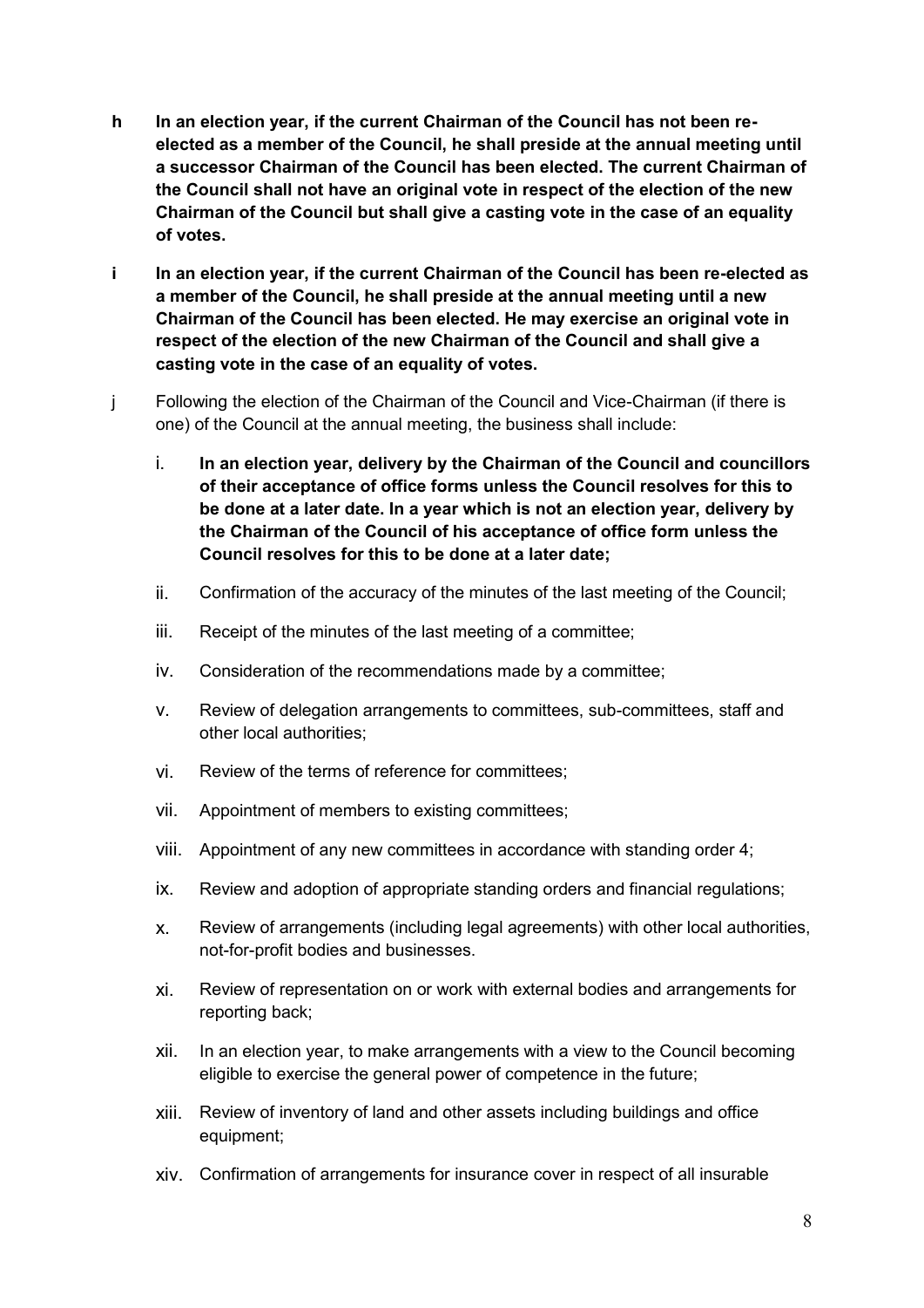**h In an election year, if the current Chairman of the Council has not been re-elected as a member of the Council, he shall preside at the annual meeting until a successor Chairman of the Council has been elected. The current Chairman of the Council shall not have an original vote in respect of the election of the new Chairman of the Council but shall give a casting vote in the case of an equality of votes.**

**i In an election year, if the current Chairman of the Council has been re-elected as a member of the Council, he shall preside at the annual meeting until a new Chairman of the Council has been elected. He may exercise an original vote in respect of the election of the new Chairman of the Council and shall give a casting vote in the case of an equality of votes.**

j Following the election of the Chairman of the Council and Vice-Chairman (if there is one) of the Council at the annual meeting, the business shall include:

i. **In an election year, delivery by the Chairman of the Council and councillors of their acceptance of office forms unless the Council resolves for this to be done at a later date. In a year which is not an election year, delivery by the Chairman of the Council of his acceptance of office form unless the Council resolves for this to be done at a later date;**

ii. Confirmation of the accuracy of the minutes of the last meeting of the Council;

iii. Receipt of the minutes of the last meeting of a committee;

iv. Consideration of the recommendations made by a committee;

v. Review of delegation arrangements to committees, sub-committees, staff and other local authorities;

vi. Review of the terms of reference for committees;

vii. Appointment of members to existing committees;

viii. Appointment of any new committees in accordance with standing order 4;

ix. Review and adoption of appropriate standing orders and financial regulations;

x. Review of arrangements (including legal agreements) with other local authorities, not-for-profit bodies and businesses.

xi. Review of representation on or work with external bodies and arrangements for reporting back;

xii. In an election year, to make arrangements with a view to the Council becoming eligible to exercise the general power of competence in the future;

xiii. Review of inventory of land and other assets including buildings and office equipment;

xiv. Confirmation of arrangements for insurance cover in respect of all insurable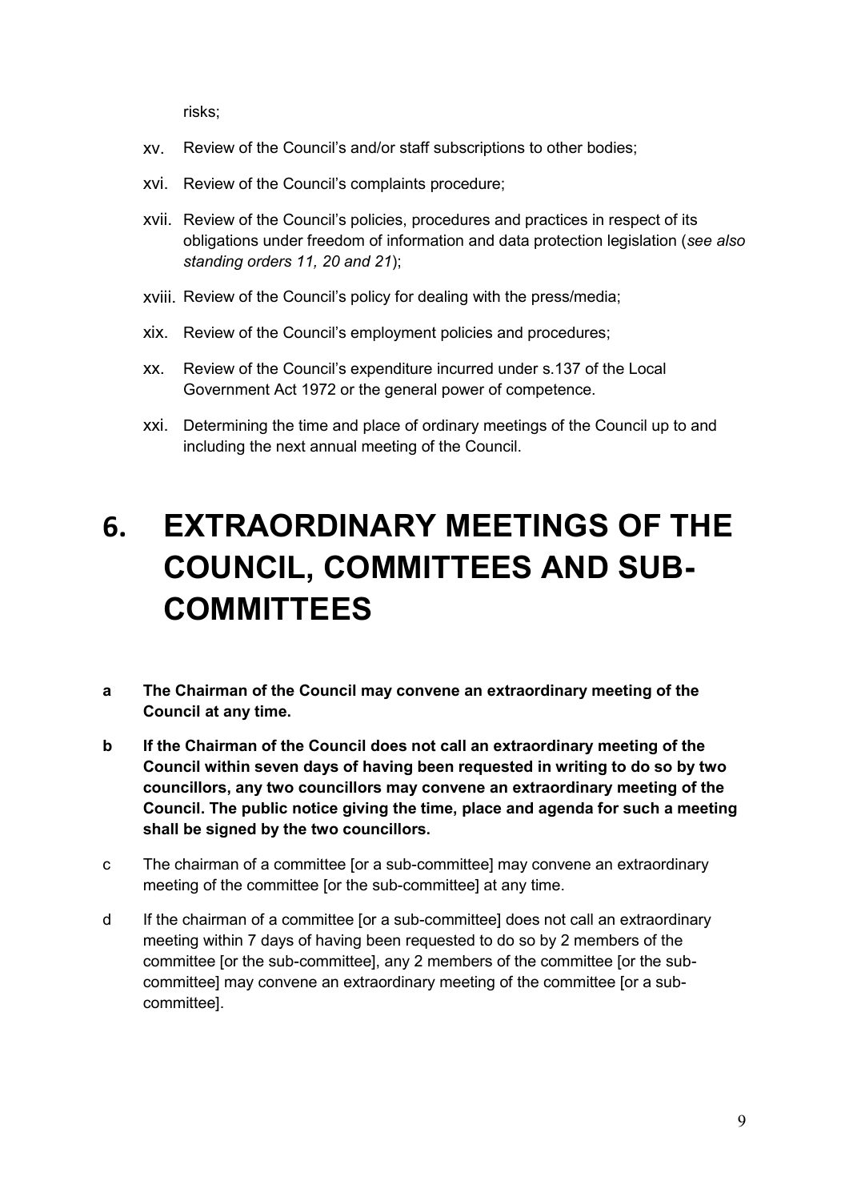risks;

xv. Review of the Council's and/or staff subscriptions to other bodies;

xvi. Review of the Council's complaints procedure;

xvii. Review of the Council's policies, procedures and practices in respect of its obligations under freedom of information and data protection legislation (*see also standing orders 11, 20 and 21*);

xviii. Review of the Council's policy for dealing with the press/media;

xix. Review of the Council's employment policies and procedures;

xx. Review of the Council's expenditure incurred under s.137 of the Local Government Act 1972 or the general power of competence.

xxi. Determining the time and place of ordinary meetings of the Council up to and including the next annual meeting of the Council.

# 6. EXTRAORDINARY MEETINGS OF THE COUNCIL, COMMITTEES AND SUB-COMMITTEES

**a The Chairman of the Council may convene an extraordinary meeting of the Council at any time.**

**b If the Chairman of the Council does not call an extraordinary meeting of the Council within seven days of having been requested in writing to do so by two councillors, any two councillors may convene an extraordinary meeting of the Council. The public notice giving the time, place and agenda for such a meeting shall be signed by the two councillors.**

c The chairman of a committee [or a sub-committee] may convene an extraordinary meeting of the committee [or the sub-committee] at any time.

d If the chairman of a committee [or a sub-committee] does not call an extraordinary meeting within 7 days of having been requested to do so by 2 members of the committee [or the sub-committee], any 2 members of the committee [or the sub-committee] may convene an extraordinary meeting of the committee [or a sub-committee].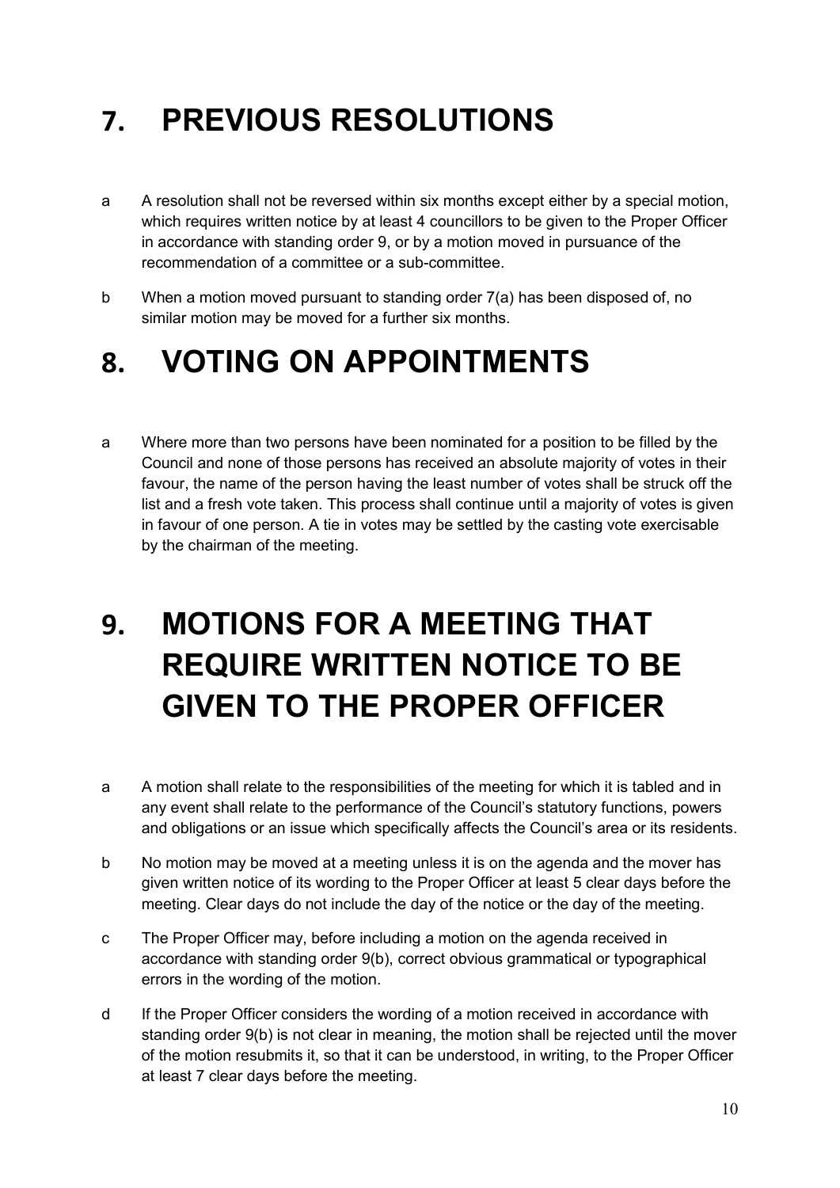# 7. PREVIOUS RESOLUTIONS

a A resolution shall not be reversed within six months except either by a special motion, which requires written notice by at least 4 councillors to be given to the Proper Officer in accordance with standing order 9, or by a motion moved in pursuance of the recommendation of a committee or a sub-committee.

b When a motion moved pursuant to standing order 7(a) has been disposed of, no similar motion may be moved for a further six months.

# 8. VOTING ON APPOINTMENTS

a Where more than two persons have been nominated for a position to be filled by the Council and none of those persons has received an absolute majority of votes in their favour, the name of the person having the least number of votes shall be struck off the list and a fresh vote taken. This process shall continue until a majority of votes is given in favour of one person. A tie in votes may be settled by the casting vote exercisable by the chairman of the meeting.

# 9. MOTIONS FOR A MEETING THAT REQUIRE WRITTEN NOTICE TO BE GIVEN TO THE PROPER OFFICER

a A motion shall relate to the responsibilities of the meeting for which it is tabled and in any event shall relate to the performance of the Council's statutory functions, powers and obligations or an issue which specifically affects the Council's area or its residents.

b No motion may be moved at a meeting unless it is on the agenda and the mover has given written notice of its wording to the Proper Officer at least 5 clear days before the meeting. Clear days do not include the day of the notice or the day of the meeting.

c The Proper Officer may, before including a motion on the agenda received in accordance with standing order 9(b), correct obvious grammatical or typographical errors in the wording of the motion.

d If the Proper Officer considers the wording of a motion received in accordance with standing order 9(b) is not clear in meaning, the motion shall be rejected until the mover of the motion resubmits it, so that it can be understood, in writing, to the Proper Officer at least 7 clear days before the meeting.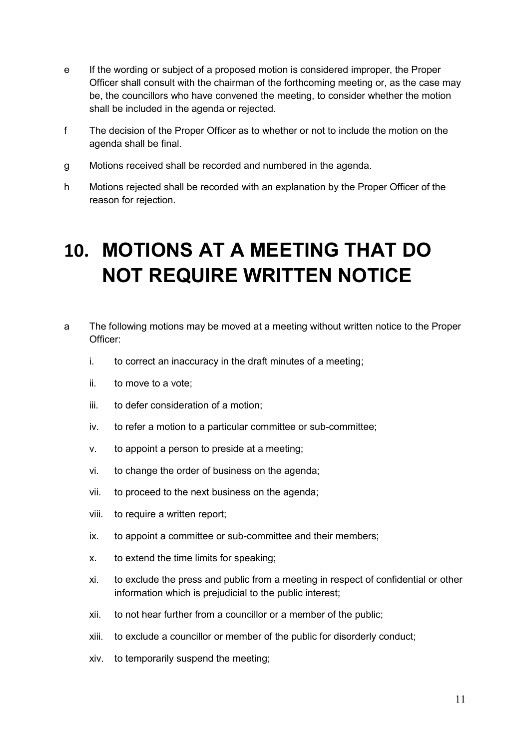e If the wording or subject of a proposed motion is considered improper, the Proper Officer shall consult with the chairman of the forthcoming meeting or, as the case may be, the councillors who have convened the meeting, to consider whether the motion shall be included in the agenda or rejected.

f The decision of the Proper Officer as to whether or not to include the motion on the agenda shall be final.

g Motions received shall be recorded and numbered in the agenda.

h Motions rejected shall be recorded with an explanation by the Proper Officer of the reason for rejection.

# 10. MOTIONS AT A MEETING THAT DO NOT REQUIRE WRITTEN NOTICE

a The following motions may be moved at a meeting without written notice to the Proper Officer:

i. to correct an inaccuracy in the draft minutes of a meeting;

ii. to move to a vote;

iii. to defer consideration of a motion;

iv. to refer a motion to a particular committee or sub-committee;

v. to appoint a person to preside at a meeting;

vi. to change the order of business on the agenda;

vii. to proceed to the next business on the agenda;

viii. to require a written report;

ix. to appoint a committee or sub-committee and their members;

x. to extend the time limits for speaking;

xi. to exclude the press and public from a meeting in respect of confidential or other information which is prejudicial to the public interest;

xii. to not hear further from a councillor or a member of the public;

xiii. to exclude a councillor or member of the public for disorderly conduct;

xiv. to temporarily suspend the meeting;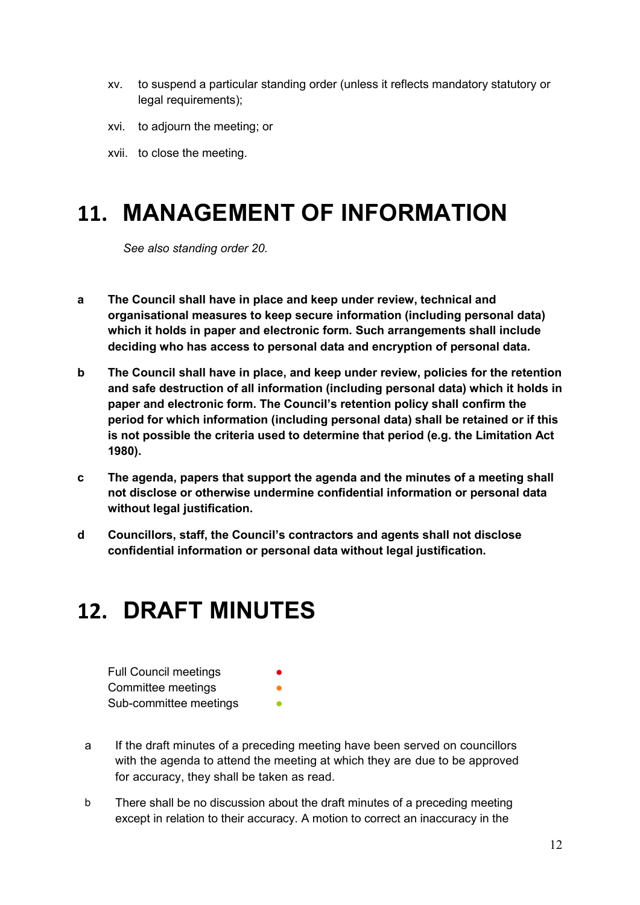xv. to suspend a particular standing order (unless it reflects mandatory statutory or legal requirements);

xvi. to adjourn the meeting; or

xvii. to close the meeting.

# 11. MANAGEMENT OF INFORMATION

*See also standing order 20.*

**a The Council shall have in place and keep under review, technical and organisational measures to keep secure information (including personal data) which it holds in paper and electronic form. Such arrangements shall include deciding who has access to personal data and encryption of personal data.**

**b The Council shall have in place, and keep under review, policies for the retention and safe destruction of all information (including personal data) which it holds in paper and electronic form. The Council's retention policy shall confirm the period for which information (including personal data) shall be retained or if this is not possible the criteria used to determine that period (e.g. the Limitation Act 1980).**

**c The agenda, papers that support the agenda and the minutes of a meeting shall not disclose or otherwise undermine confidential information or personal data without legal justification.**

**d Councillors, staff, the Council's contractors and agents shall not disclose confidential information or personal data without legal justification.**

# 12. DRAFT MINUTES

Full Council meetings ●
Committee meetings ●
Sub-committee meetings ●

a If the draft minutes of a preceding meeting have been served on councillors with the agenda to attend the meeting at which they are due to be approved for accuracy, they shall be taken as read.

b There shall be no discussion about the draft minutes of a preceding meeting except in relation to their accuracy. A motion to correct an inaccuracy in the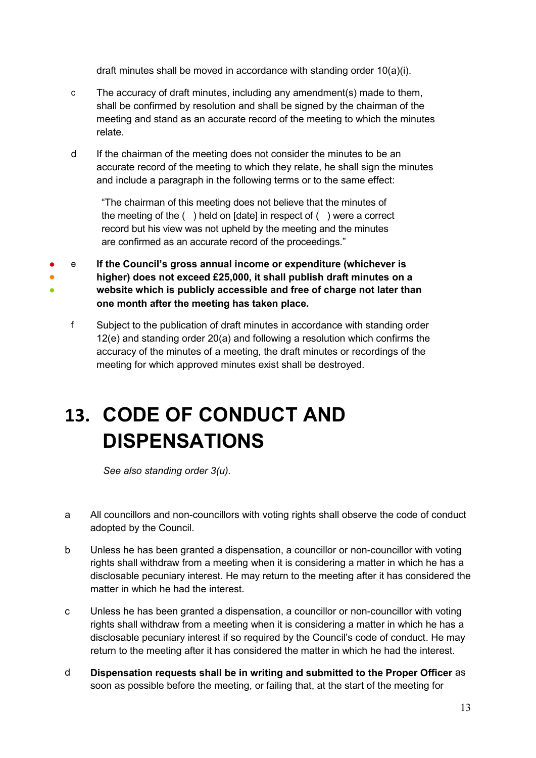draft minutes shall be moved in accordance with standing order 10(a)(i).

c The accuracy of draft minutes, including any amendment(s) made to them, shall be confirmed by resolution and shall be signed by the chairman of the meeting and stand as an accurate record of the meeting to which the minutes relate.

d If the chairman of the meeting does not consider the minutes to be an accurate record of the meeting to which they relate, he shall sign the minutes and include a paragraph in the following terms or to the same effect:

> "The chairman of this meeting does not believe that the minutes of the meeting of the ( ) held on [date] in respect of ( ) were a correct record but his view was not upheld by the meeting and the minutes are confirmed as an accurate record of the proceedings."

e **If the Council's gross annual income or expenditure (whichever is higher) does not exceed £25,000, it shall publish draft minutes on a website which is publicly accessible and free of charge not later than one month after the meeting has taken place.**

f Subject to the publication of draft minutes in accordance with standing order 12(e) and standing order 20(a) and following a resolution which confirms the accuracy of the minutes of a meeting, the draft minutes or recordings of the meeting for which approved minutes exist shall be destroyed.

# 13. CODE OF CONDUCT AND DISPENSATIONS

*See also standing order 3(u).*

a All councillors and non-councillors with voting rights shall observe the code of conduct adopted by the Council.

b Unless he has been granted a dispensation, a councillor or non-councillor with voting rights shall withdraw from a meeting when it is considering a matter in which he has a disclosable pecuniary interest. He may return to the meeting after it has considered the matter in which he had the interest.

c Unless he has been granted a dispensation, a councillor or non-councillor with voting rights shall withdraw from a meeting when it is considering a matter in which he has a disclosable pecuniary interest if so required by the Council's code of conduct. He may return to the meeting after it has considered the matter in which he had the interest.

d **Dispensation requests shall be in writing and submitted to the Proper Officer** as soon as possible before the meeting, or failing that, at the start of the meeting for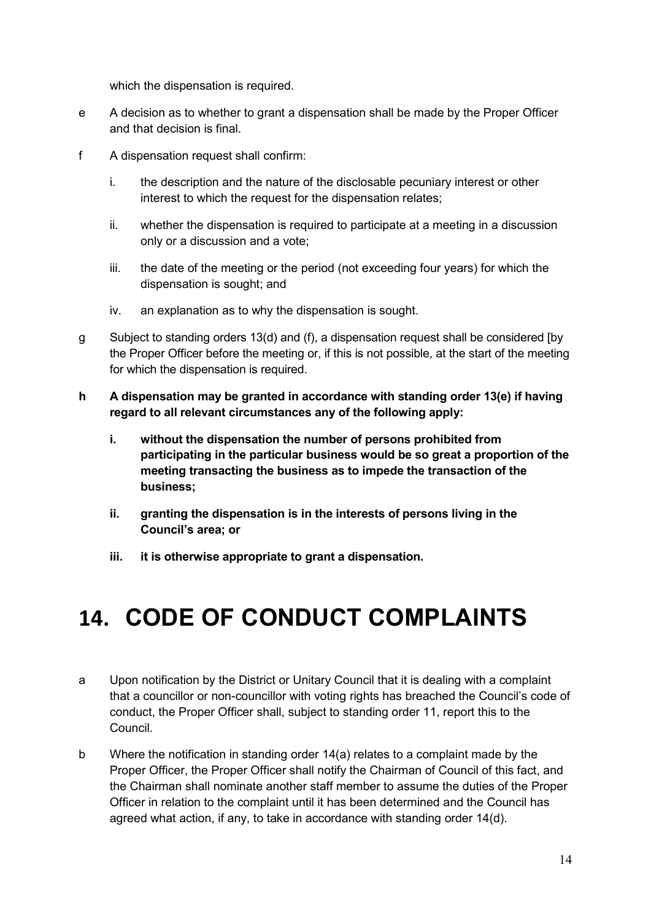which the dispensation is required.

e A decision as to whether to grant a dispensation shall be made by the Proper Officer and that decision is final.

f A dispensation request shall confirm:

i. the description and the nature of the disclosable pecuniary interest or other interest to which the request for the dispensation relates;

ii. whether the dispensation is required to participate at a meeting in a discussion only or a discussion and a vote;

iii. the date of the meeting or the period (not exceeding four years) for which the dispensation is sought; and

iv. an explanation as to why the dispensation is sought.

g Subject to standing orders 13(d) and (f), a dispensation request shall be considered [by the Proper Officer before the meeting or, if this is not possible, at the start of the meeting for which the dispensation is required.

**h A dispensation may be granted in accordance with standing order 13(e) if having regard to all relevant circumstances any of the following apply:**

**i. without the dispensation the number of persons prohibited from participating in the particular business would be so great a proportion of the meeting transacting the business as to impede the transaction of the business;**

**ii. granting the dispensation is in the interests of persons living in the Council's area; or**

**iii. it is otherwise appropriate to grant a dispensation.**

# 14. CODE OF CONDUCT COMPLAINTS

a Upon notification by the District or Unitary Council that it is dealing with a complaint that a councillor or non-councillor with voting rights has breached the Council's code of conduct, the Proper Officer shall, subject to standing order 11, report this to the Council.

b Where the notification in standing order 14(a) relates to a complaint made by the Proper Officer, the Proper Officer shall notify the Chairman of Council of this fact, and the Chairman shall nominate another staff member to assume the duties of the Proper Officer in relation to the complaint until it has been determined and the Council has agreed what action, if any, to take in accordance with standing order 14(d).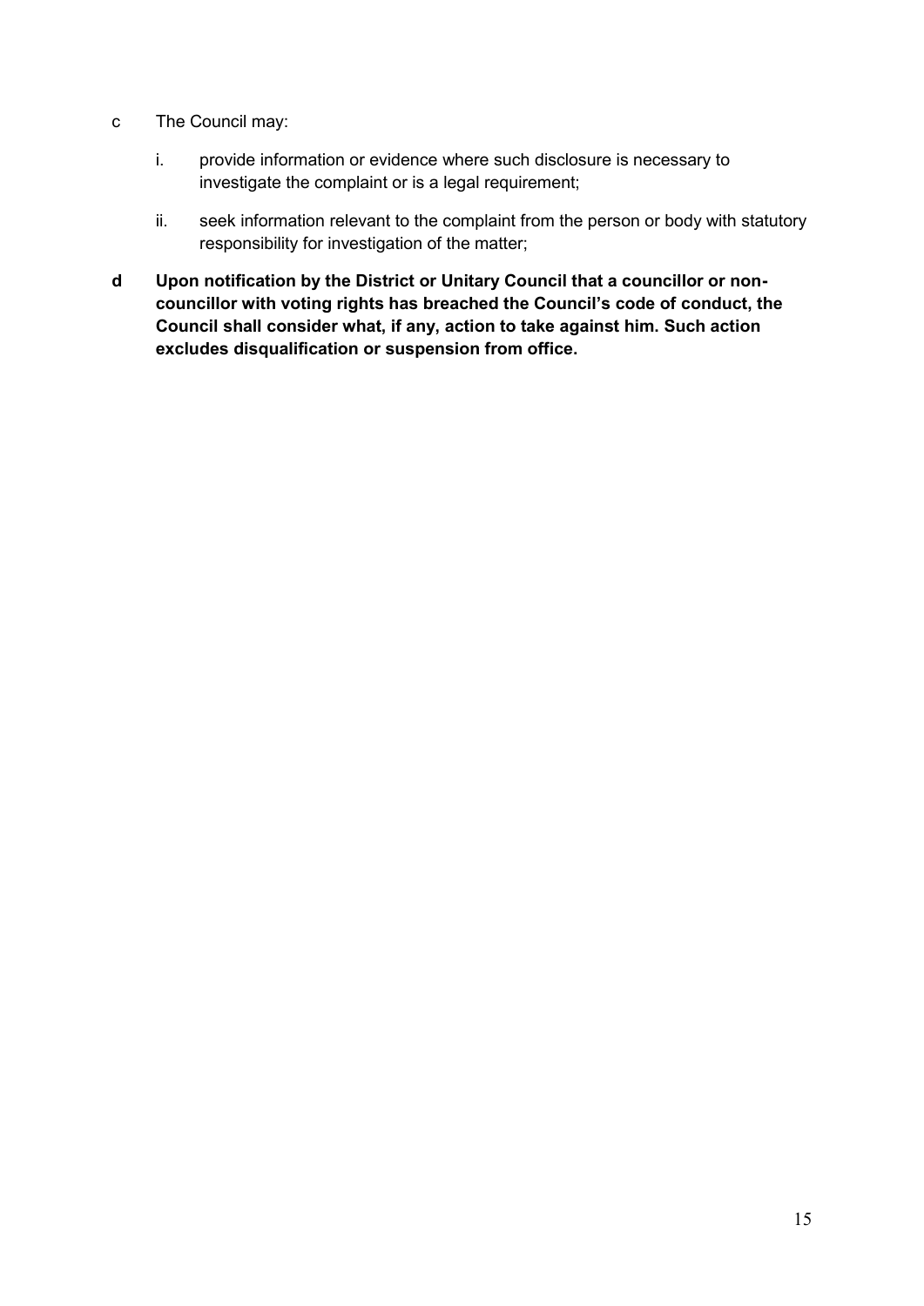c The Council may:

   i. provide information or evidence where such disclosure is necessary to investigate the complaint or is a legal requirement;

   ii. seek information relevant to the complaint from the person or body with statutory responsibility for investigation of the matter;

**d Upon notification by the District or Unitary Council that a councillor or non-councillor with voting rights has breached the Council's code of conduct, the Council shall consider what, if any, action to take against him. Such action excludes disqualification or suspension from office.**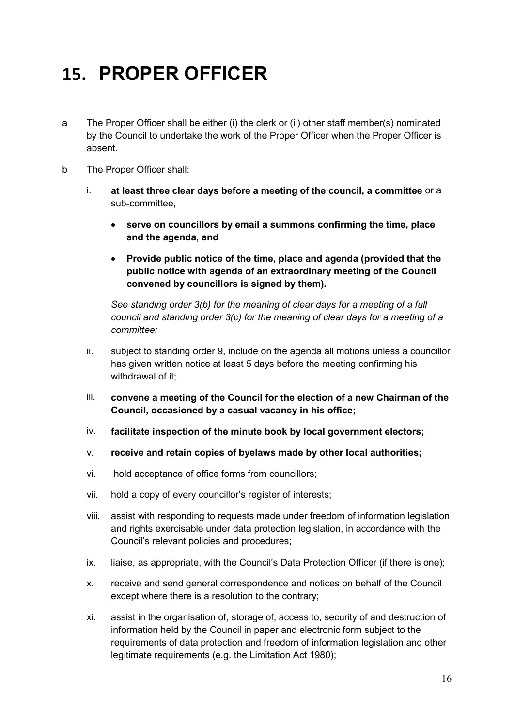# 15. PROPER OFFICER

a The Proper Officer shall be either (i) the clerk or (ii) other staff member(s) nominated by the Council to undertake the work of the Proper Officer when the Proper Officer is absent.

b The Proper Officer shall:

  i. **at least three clear days before a meeting of the council, a committee** or a sub-committee**,**

     - **serve on councillors by email a summons confirming the time, place and the agenda, and**
     - **Provide public notice of the time, place and agenda (provided that the public notice with agenda of an extraordinary meeting of the Council convened by councillors is signed by them).**

     *See standing order 3(b) for the meaning of clear days for a meeting of a full council and standing order 3(c) for the meaning of clear days for a meeting of a committee;*

  ii. subject to standing order 9, include on the agenda all motions unless a councillor has given written notice at least 5 days before the meeting confirming his withdrawal of it;

  iii. **convene a meeting of the Council for the election of a new Chairman of the Council, occasioned by a casual vacancy in his office;**

  iv. **facilitate inspection of the minute book by local government electors;**

  v. **receive and retain copies of byelaws made by other local authorities;**

  vi. hold acceptance of office forms from councillors;

  vii. hold a copy of every councillor's register of interests;

  viii. assist with responding to requests made under freedom of information legislation and rights exercisable under data protection legislation, in accordance with the Council's relevant policies and procedures;

  ix. liaise, as appropriate, with the Council's Data Protection Officer (if there is one);

  x. receive and send general correspondence and notices on behalf of the Council except where there is a resolution to the contrary;

  xi. assist in the organisation of, storage of, access to, security of and destruction of information held by the Council in paper and electronic form subject to the requirements of data protection and freedom of information legislation and other legitimate requirements (e.g. the Limitation Act 1980);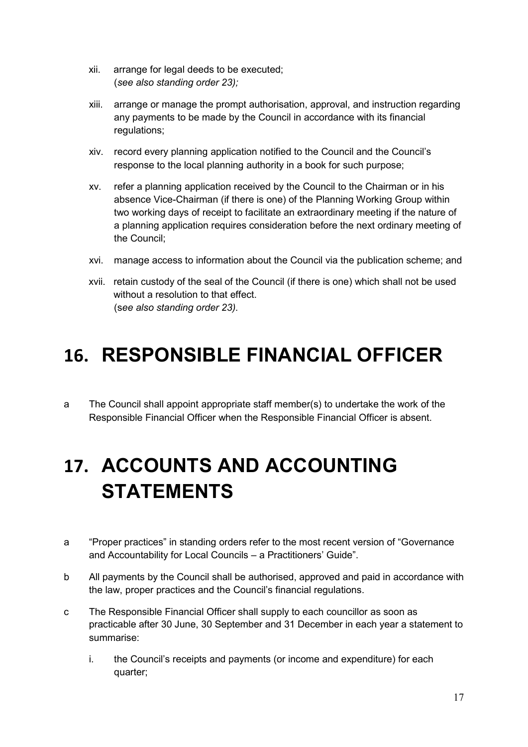xii. arrange for legal deeds to be executed;
(*see also standing order 23);*

xiii. arrange or manage the prompt authorisation, approval, and instruction regarding any payments to be made by the Council in accordance with its financial regulations;

xiv. record every planning application notified to the Council and the Council's response to the local planning authority in a book for such purpose;

xv. refer a planning application received by the Council to the Chairman or in his absence Vice-Chairman (if there is one) of the Planning Working Group within two working days of receipt to facilitate an extraordinary meeting if the nature of a planning application requires consideration before the next ordinary meeting of the Council;

xvi. manage access to information about the Council via the publication scheme; and

xvii. retain custody of the seal of the Council (if there is one) which shall not be used without a resolution to that effect.
(s*ee also standing order 23).*

# 16. RESPONSIBLE FINANCIAL OFFICER

a The Council shall appoint appropriate staff member(s) to undertake the work of the Responsible Financial Officer when the Responsible Financial Officer is absent.

# 17. ACCOUNTS AND ACCOUNTING STATEMENTS

a "Proper practices" in standing orders refer to the most recent version of "Governance and Accountability for Local Councils – a Practitioners' Guide".

b All payments by the Council shall be authorised, approved and paid in accordance with the law, proper practices and the Council's financial regulations.

c The Responsible Financial Officer shall supply to each councillor as soon as practicable after 30 June, 30 September and 31 December in each year a statement to summarise:

i. the Council's receipts and payments (or income and expenditure) for each quarter;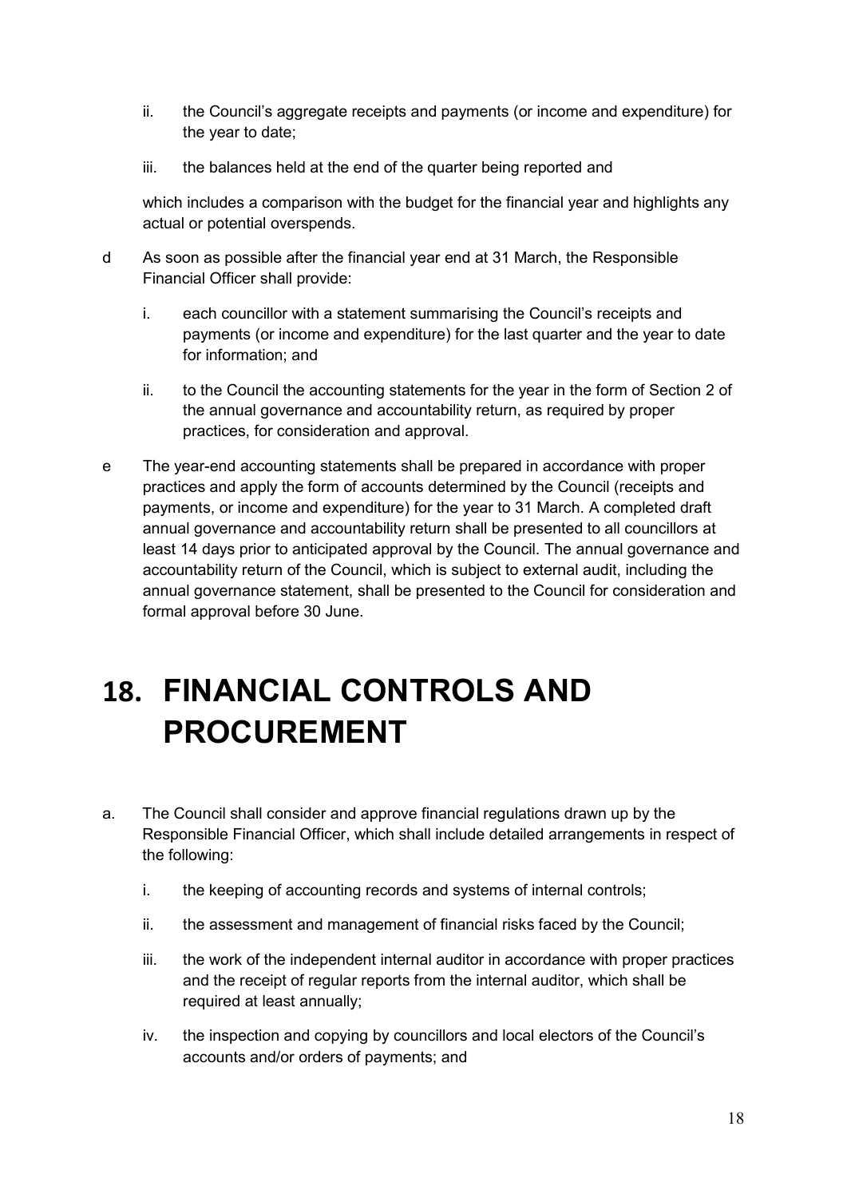ii. the Council's aggregate receipts and payments (or income and expenditure) for the year to date;

iii. the balances held at the end of the quarter being reported and

which includes a comparison with the budget for the financial year and highlights any actual or potential overspends.

d As soon as possible after the financial year end at 31 March, the Responsible Financial Officer shall provide:

i. each councillor with a statement summarising the Council's receipts and payments (or income and expenditure) for the last quarter and the year to date for information; and

ii. to the Council the accounting statements for the year in the form of Section 2 of the annual governance and accountability return, as required by proper practices, for consideration and approval.

e The year-end accounting statements shall be prepared in accordance with proper practices and apply the form of accounts determined by the Council (receipts and payments, or income and expenditure) for the year to 31 March. A completed draft annual governance and accountability return shall be presented to all councillors at least 14 days prior to anticipated approval by the Council. The annual governance and accountability return of the Council, which is subject to external audit, including the annual governance statement, shall be presented to the Council for consideration and formal approval before 30 June.

# 18. FINANCIAL CONTROLS AND PROCUREMENT

a. The Council shall consider and approve financial regulations drawn up by the Responsible Financial Officer, which shall include detailed arrangements in respect of the following:

i. the keeping of accounting records and systems of internal controls;

ii. the assessment and management of financial risks faced by the Council;

iii. the work of the independent internal auditor in accordance with proper practices and the receipt of regular reports from the internal auditor, which shall be required at least annually;

iv. the inspection and copying by councillors and local electors of the Council's accounts and/or orders of payments; and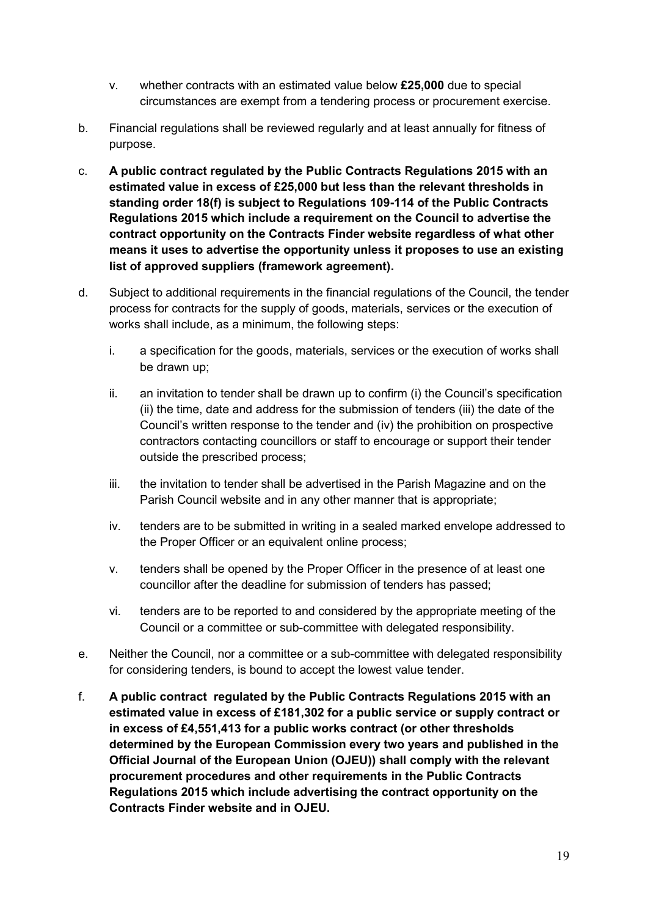v. whether contracts with an estimated value below **£25,000** due to special circumstances are exempt from a tendering process or procurement exercise.

b. Financial regulations shall be reviewed regularly and at least annually for fitness of purpose.

c. **A public contract regulated by the Public Contracts Regulations 2015 with an estimated value in excess of £25,000 but less than the relevant thresholds in standing order 18(f) is subject to Regulations 109-114 of the Public Contracts Regulations 2015 which include a requirement on the Council to advertise the contract opportunity on the Contracts Finder website regardless of what other means it uses to advertise the opportunity unless it proposes to use an existing list of approved suppliers (framework agreement).**

d. Subject to additional requirements in the financial regulations of the Council, the tender process for contracts for the supply of goods, materials, services or the execution of works shall include, as a minimum, the following steps:

   i. a specification for the goods, materials, services or the execution of works shall be drawn up;

   ii. an invitation to tender shall be drawn up to confirm (i) the Council's specification (ii) the time, date and address for the submission of tenders (iii) the date of the Council's written response to the tender and (iv) the prohibition on prospective contractors contacting councillors or staff to encourage or support their tender outside the prescribed process;

   iii. the invitation to tender shall be advertised in the Parish Magazine and on the Parish Council website and in any other manner that is appropriate;

   iv. tenders are to be submitted in writing in a sealed marked envelope addressed to the Proper Officer or an equivalent online process;

   v. tenders shall be opened by the Proper Officer in the presence of at least one councillor after the deadline for submission of tenders has passed;

   vi. tenders are to be reported to and considered by the appropriate meeting of the Council or a committee or sub-committee with delegated responsibility.

e. Neither the Council, nor a committee or a sub-committee with delegated responsibility for considering tenders, is bound to accept the lowest value tender.

f. **A public contract regulated by the Public Contracts Regulations 2015 with an estimated value in excess of £181,302 for a public service or supply contract or in excess of £4,551,413 for a public works contract (or other thresholds determined by the European Commission every two years and published in the Official Journal of the European Union (OJEU)) shall comply with the relevant procurement procedures and other requirements in the Public Contracts Regulations 2015 which include advertising the contract opportunity on the Contracts Finder website and in OJEU.**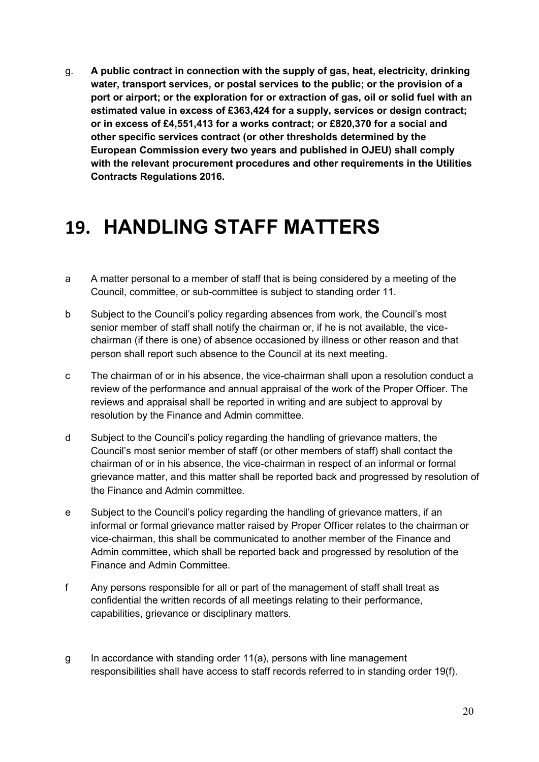g. **A public contract in connection with the supply of gas, heat, electricity, drinking water, transport services, or postal services to the public; or the provision of a port or airport; or the exploration for or extraction of gas, oil or solid fuel with an estimated value in excess of £363,424 for a supply, services or design contract; or in excess of £4,551,413 for a works contract; or £820,370 for a social and other specific services contract (or other thresholds determined by the European Commission every two years and published in OJEU) shall comply with the relevant procurement procedures and other requirements in the Utilities Contracts Regulations 2016.**

# 19. HANDLING STAFF MATTERS

a A matter personal to a member of staff that is being considered by a meeting of the Council, committee, or sub-committee is subject to standing order 11.

b Subject to the Council's policy regarding absences from work, the Council's most senior member of staff shall notify the chairman or, if he is not available, the vice-chairman (if there is one) of absence occasioned by illness or other reason and that person shall report such absence to the Council at its next meeting.

c The chairman of or in his absence, the vice-chairman shall upon a resolution conduct a review of the performance and annual appraisal of the work of the Proper Officer. The reviews and appraisal shall be reported in writing and are subject to approval by resolution by the Finance and Admin committee.

d Subject to the Council's policy regarding the handling of grievance matters, the Council's most senior member of staff (or other members of staff) shall contact the chairman of or in his absence, the vice-chairman in respect of an informal or formal grievance matter, and this matter shall be reported back and progressed by resolution of the Finance and Admin committee.

e Subject to the Council's policy regarding the handling of grievance matters, if an informal or formal grievance matter raised by Proper Officer relates to the chairman or vice-chairman, this shall be communicated to another member of the Finance and Admin committee, which shall be reported back and progressed by resolution of the Finance and Admin Committee.

f Any persons responsible for all or part of the management of staff shall treat as confidential the written records of all meetings relating to their performance, capabilities, grievance or disciplinary matters.

g In accordance with standing order 11(a), persons with line management responsibilities shall have access to staff records referred to in standing order 19(f).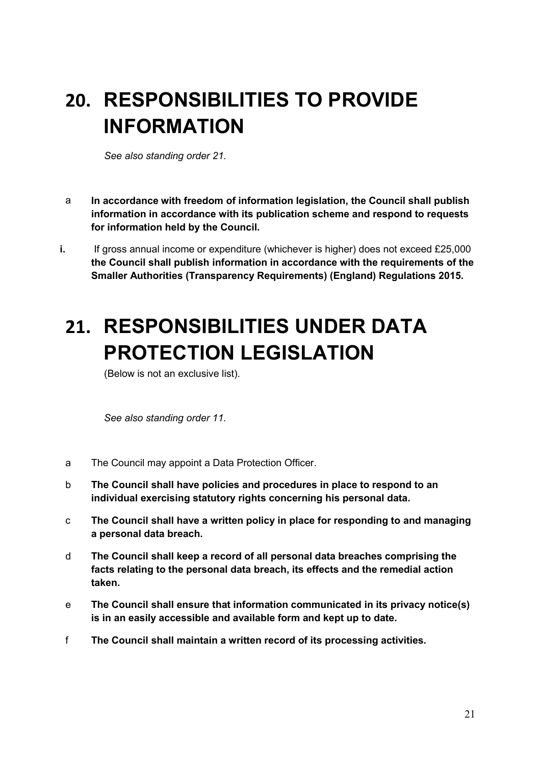# 20. RESPONSIBILITIES TO PROVIDE INFORMATION

*See also standing order 21.*

a **In accordance with freedom of information legislation, the Council shall publish information in accordance with its publication scheme and respond to requests for information held by the Council.**

**i.** If gross annual income or expenditure (whichever is higher) does not exceed £25,000 **the Council shall publish information in accordance with the requirements of the Smaller Authorities (Transparency Requirements) (England) Regulations 2015.**

# 21. RESPONSIBILITIES UNDER DATA PROTECTION LEGISLATION

(Below is not an exclusive list).

*See also standing order 11.*

a The Council may appoint a Data Protection Officer.

b **The Council shall have policies and procedures in place to respond to an individual exercising statutory rights concerning his personal data.**

c **The Council shall have a written policy in place for responding to and managing a personal data breach.**

d **The Council shall keep a record of all personal data breaches comprising the facts relating to the personal data breach, its effects and the remedial action taken.**

e **The Council shall ensure that information communicated in its privacy notice(s) is in an easily accessible and available form and kept up to date.**

f **The Council shall maintain a written record of its processing activities.**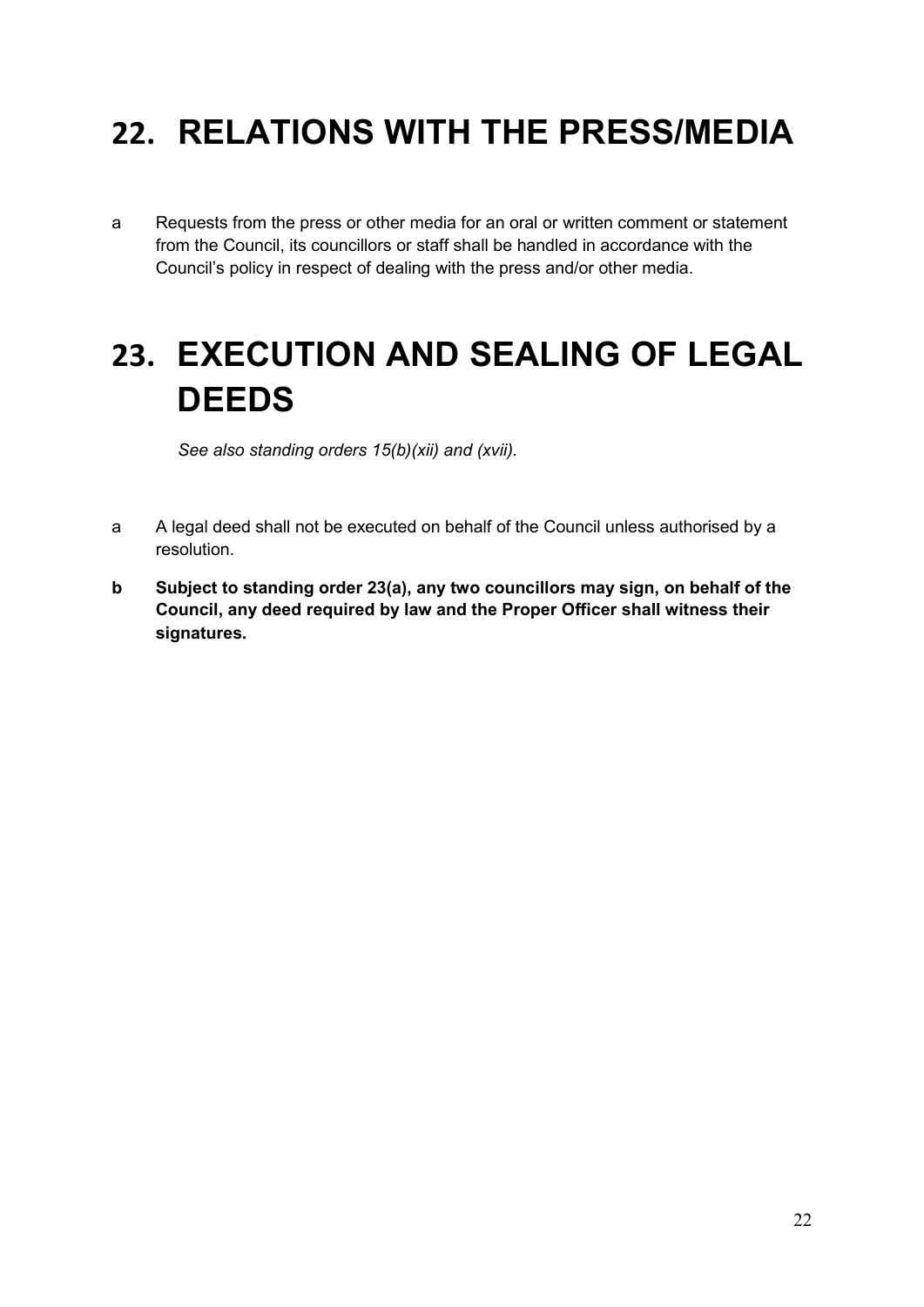# 22. RELATIONS WITH THE PRESS/MEDIA

a Requests from the press or other media for an oral or written comment or statement from the Council, its councillors or staff shall be handled in accordance with the Council's policy in respect of dealing with the press and/or other media.

# 23. EXECUTION AND SEALING OF LEGAL DEEDS

*See also standing orders 15(b)(xii) and (xvii).*

a A legal deed shall not be executed on behalf of the Council unless authorised by a resolution.

**b Subject to standing order 23(a), any two councillors may sign, on behalf of the Council, any deed required by law and the Proper Officer shall witness their signatures.**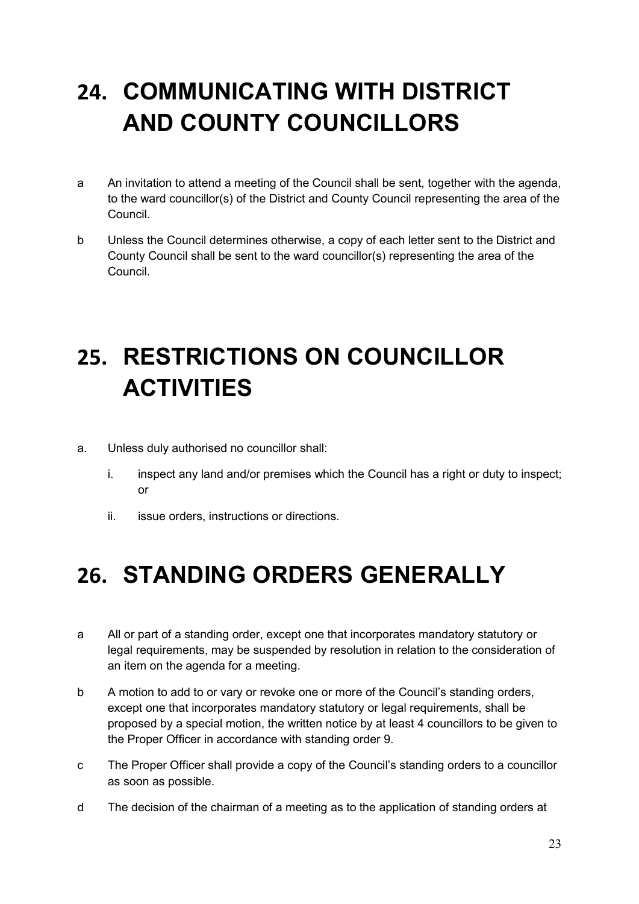# 24. COMMUNICATING WITH DISTRICT AND COUNTY COUNCILLORS

a An invitation to attend a meeting of the Council shall be sent, together with the agenda, to the ward councillor(s) of the District and County Council representing the area of the Council.

b Unless the Council determines otherwise, a copy of each letter sent to the District and County Council shall be sent to the ward councillor(s) representing the area of the Council.

# 25. RESTRICTIONS ON COUNCILLOR ACTIVITIES

a. Unless duly authorised no councillor shall:

   i. inspect any land and/or premises which the Council has a right or duty to inspect; or

   ii. issue orders, instructions or directions.

# 26. STANDING ORDERS GENERALLY

a All or part of a standing order, except one that incorporates mandatory statutory or legal requirements, may be suspended by resolution in relation to the consideration of an item on the agenda for a meeting.

b A motion to add to or vary or revoke one or more of the Council's standing orders, except one that incorporates mandatory statutory or legal requirements, shall be proposed by a special motion, the written notice by at least 4 councillors to be given to the Proper Officer in accordance with standing order 9.

c The Proper Officer shall provide a copy of the Council's standing orders to a councillor as soon as possible.

d The decision of the chairman of a meeting as to the application of standing orders at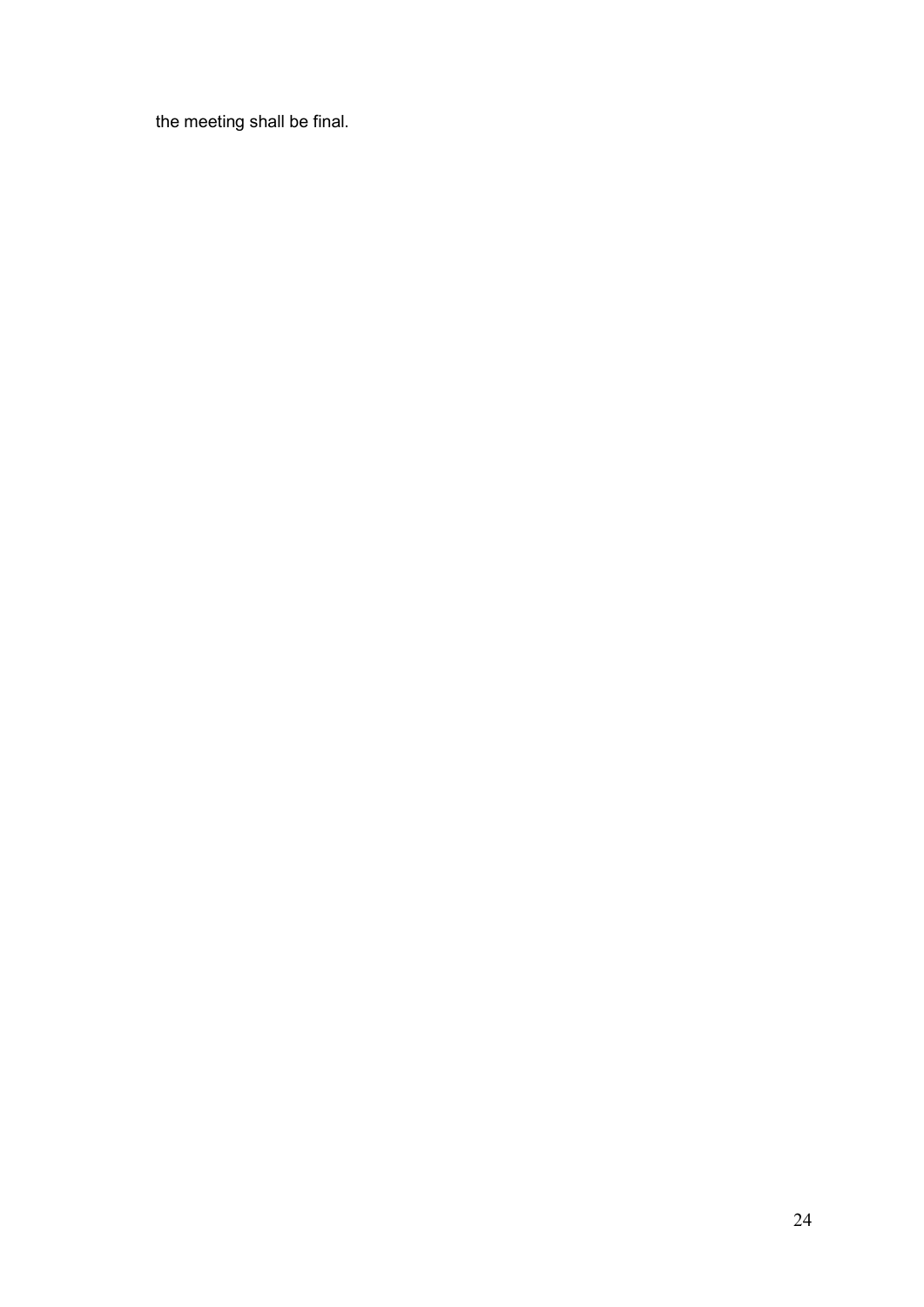the meeting shall be final.